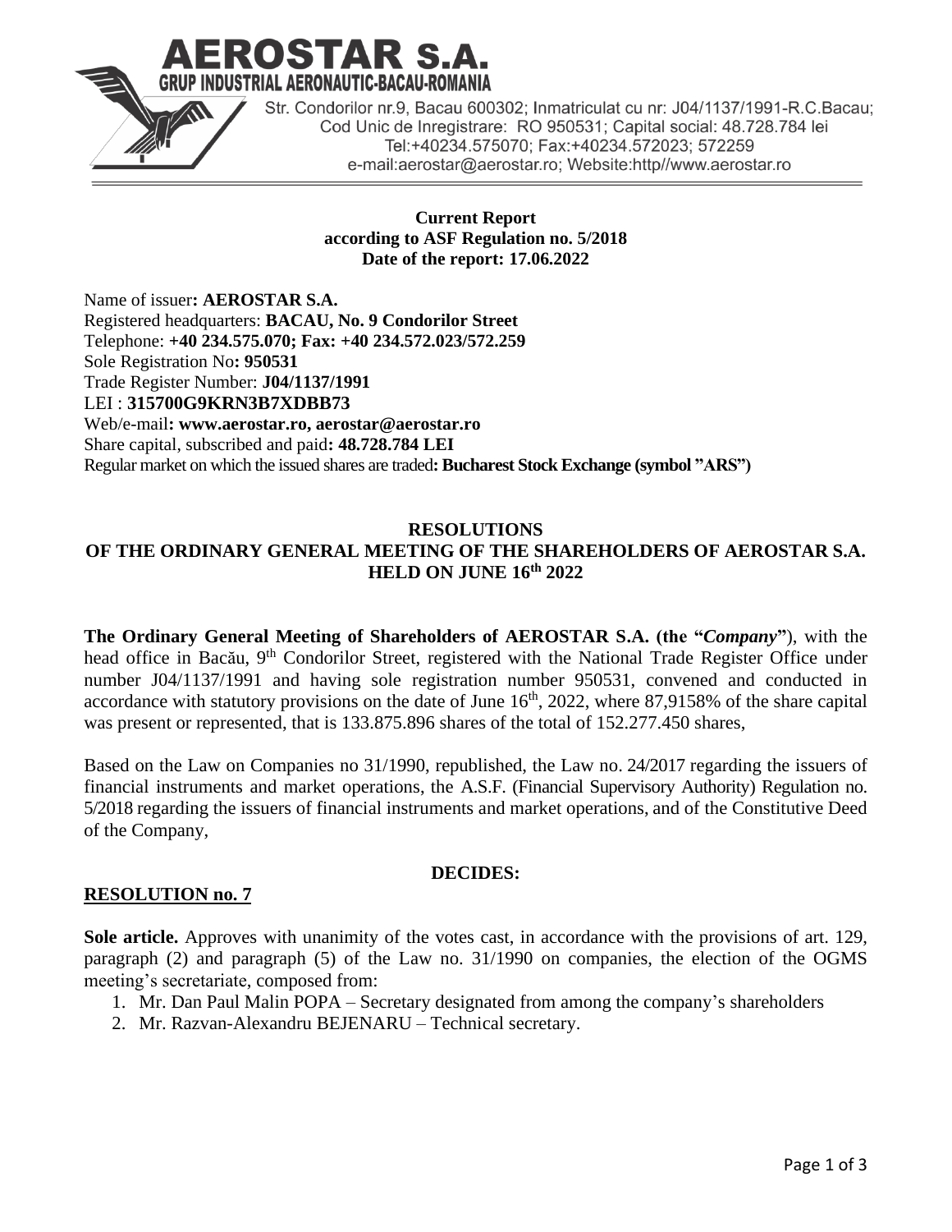# AEROSTAR S.A.

**GRUP INDUSTRIAL AERONAUTIC-BACAU-ROMANIA**

Str. Condorilor nr.9, Bacau 600302; Inmatriculat cu nr: J04/1137/1991-R.C.Bacau; Cod Unic de Inregistrare: RO 950531; Capital social: 48.728.784 lei Tel:+40234.575070; Fax:+40234.572023; 572259 e-mail:aerostar@aerostar.ro; Website:http//www.aerostar.ro

**Current Report**
**according to ASF Regulation no. 5/2018**
**Date of the report: 17.06.2022**

Name of issuer**: AEROSTAR S.A.**
Registered headquarters: **BACAU, No. 9 Condorilor Street**
Telephone: **+40 234.575.070; Fax: +40 234.572.023/572.259**
Sole Registration No**: 950531**
Trade Register Number: **J04/1137/1991**
LEI : **315700G9KRN3B7XDBB73**
Web/e-mail**: www.aerostar.ro, aerostar@aerostar.ro**
Share capital, subscribed and paid**: 48.728.784 LEI**
Regular market on which the issued shares are traded**: Bucharest Stock Exchange (symbol "ARS")**

## RESOLUTIONS OF THE ORDINARY GENERAL MEETING OF THE SHAREHOLDERS OF AEROSTAR S.A. HELD ON JUNE 16th 2022

**The Ordinary General Meeting of Shareholders of AEROSTAR S.A. (the "*Company*")**, with the head office in Bacău, 9th Condorilor Street, registered with the National Trade Register Office under number J04/1137/1991 and having sole registration number 950531, convened and conducted in accordance with statutory provisions on the date of June 16th, 2022, where 87,9158% of the share capital was present or represented, that is 133.875.896 shares of the total of 152.277.450 shares,

Based on the Law on Companies no 31/1990, republished, the Law no. 24/2017 regarding the issuers of financial instruments and market operations, the A.S.F. (Financial Supervisory Authority) Regulation no. 5/2018 regarding the issuers of financial instruments and market operations, and of the Constitutive Deed of the Company,

**DECIDES:**

### RESOLUTION no. 7

**Sole article.** Approves with unanimity of the votes cast, in accordance with the provisions of art. 129, paragraph (2) and paragraph (5) of the Law no. 31/1990 on companies, the election of the OGMS meeting's secretariate, composed from:

1. Mr. Dan Paul Malin POPA – Secretary designated from among the company's shareholders
2. Mr. Razvan-Alexandru BEJENARU – Technical secretary.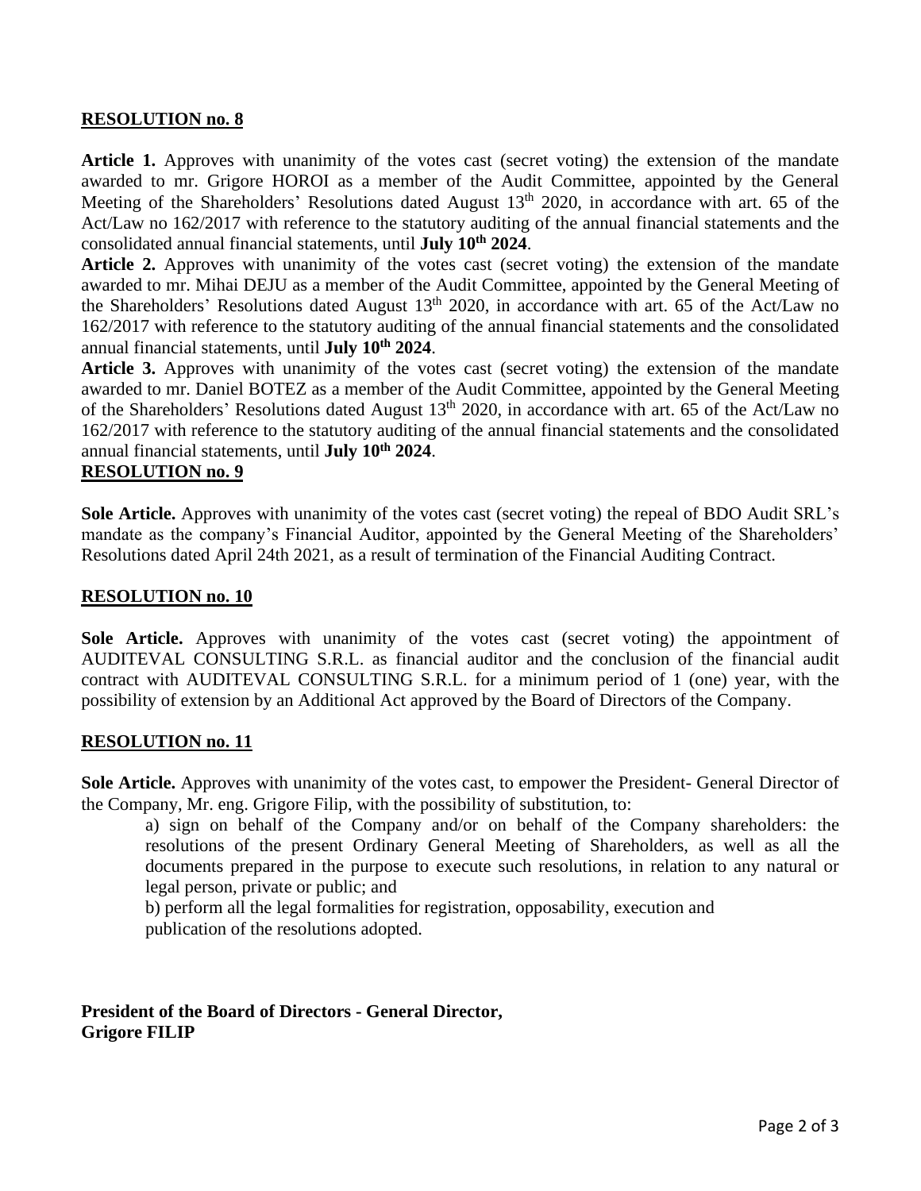**RESOLUTION no. 8**

**Article 1.** Approves with unanimity of the votes cast (secret voting) the extension of the mandate awarded to mr. Grigore HOROI as a member of the Audit Committee, appointed by the General Meeting of the Shareholders' Resolutions dated August 13th 2020, in accordance with art. 65 of the Act/Law no 162/2017 with reference to the statutory auditing of the annual financial statements and the consolidated annual financial statements, until **July 10th 2024**.

**Article 2.** Approves with unanimity of the votes cast (secret voting) the extension of the mandate awarded to mr. Mihai DEJU as a member of the Audit Committee, appointed by the General Meeting of the Shareholders' Resolutions dated August 13th 2020, in accordance with art. 65 of the Act/Law no 162/2017 with reference to the statutory auditing of the annual financial statements and the consolidated annual financial statements, until **July 10th 2024**.

**Article 3.** Approves with unanimity of the votes cast (secret voting) the extension of the mandate awarded to mr. Daniel BOTEZ as a member of the Audit Committee, appointed by the General Meeting of the Shareholders' Resolutions dated August 13th 2020, in accordance with art. 65 of the Act/Law no 162/2017 with reference to the statutory auditing of the annual financial statements and the consolidated annual financial statements, until **July 10th 2024**.

**RESOLUTION no. 9**

**Sole Article.** Approves with unanimity of the votes cast (secret voting) the repeal of BDO Audit SRL's mandate as the company's Financial Auditor, appointed by the General Meeting of the Shareholders' Resolutions dated April 24th 2021, as a result of termination of the Financial Auditing Contract.

**RESOLUTION no. 10**

**Sole Article.** Approves with unanimity of the votes cast (secret voting) the appointment of AUDITEVAL CONSULTING S.R.L. as financial auditor and the conclusion of the financial audit contract with AUDITEVAL CONSULTING S.R.L. for a minimum period of 1 (one) year, with the possibility of extension by an Additional Act approved by the Board of Directors of the Company.

**RESOLUTION no. 11**

**Sole Article.** Approves with unanimity of the votes cast, to empower the President- General Director of the Company, Mr. eng. Grigore Filip, with the possibility of substitution, to:

a) sign on behalf of the Company and/or on behalf of the Company shareholders: the resolutions of the present Ordinary General Meeting of Shareholders, as well as all the documents prepared in the purpose to execute such resolutions, in relation to any natural or legal person, private or public; and

b) perform all the legal formalities for registration, opposability, execution and publication of the resolutions adopted.

**President of the Board of Directors - General Director,**
**Grigore FILIP**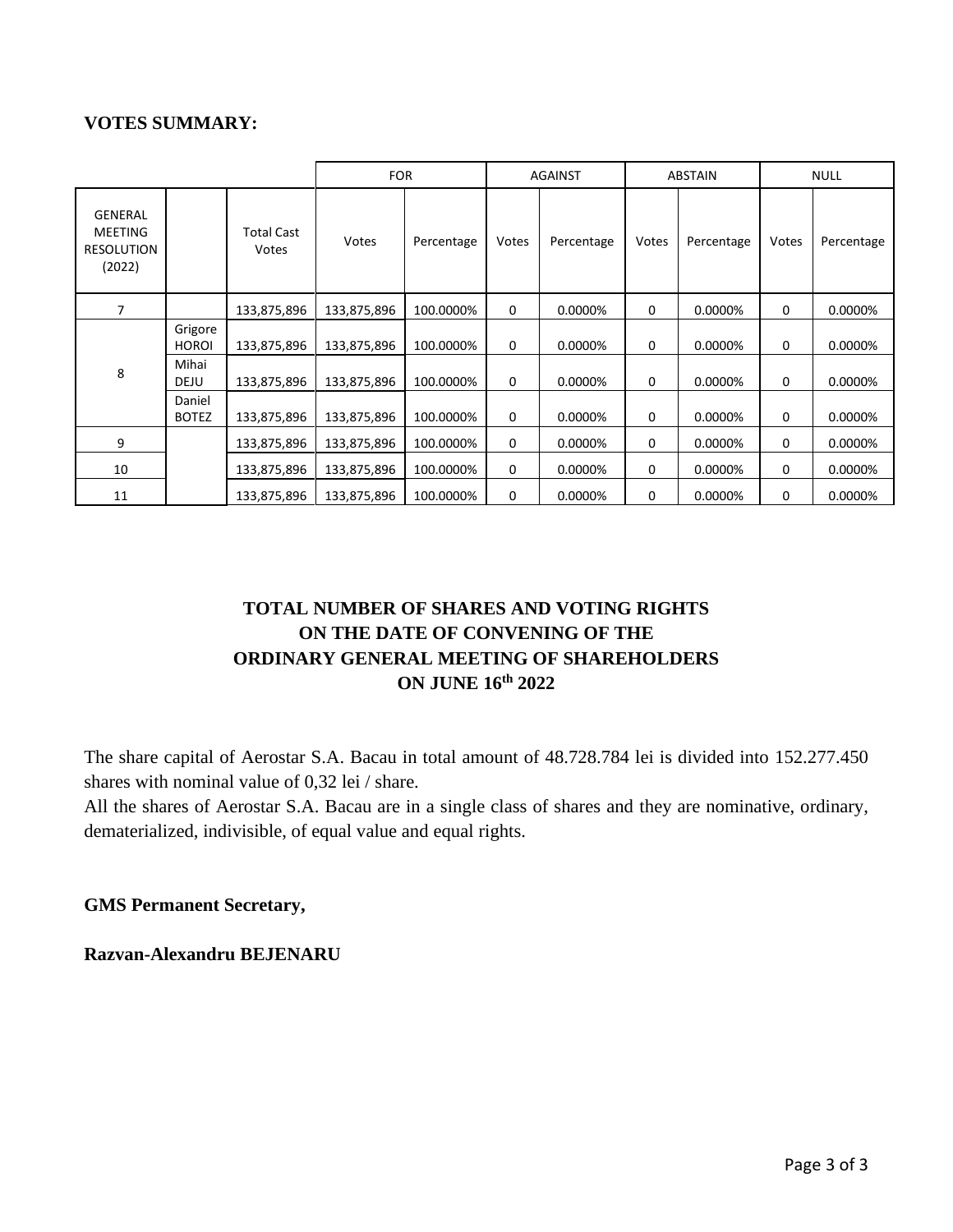**VOTES SUMMARY:**

| GENERAL MEETING RESOLUTION (2022) | | Total Cast Votes | FOR | | AGAINST | | ABSTAIN | | NULL | |
|---|---|---|---|---|---|---|---|---|---|---|
| | | | Votes | Percentage | Votes | Percentage | Votes | Percentage | Votes | Percentage |
| 7 | | 133,875,896 | 133,875,896 | 100.0000% | 0 | 0.0000% | 0 | 0.0000% | 0 | 0.0000% |
| 8 | Grigore HOROI | 133,875,896 | 133,875,896 | 100.0000% | 0 | 0.0000% | 0 | 0.0000% | 0 | 0.0000% |
| | Mihai DEJU | 133,875,896 | 133,875,896 | 100.0000% | 0 | 0.0000% | 0 | 0.0000% | 0 | 0.0000% |
| | Daniel BOTEZ | 133,875,896 | 133,875,896 | 100.0000% | 0 | 0.0000% | 0 | 0.0000% | 0 | 0.0000% |
| 9 | | 133,875,896 | 133,875,896 | 100.0000% | 0 | 0.0000% | 0 | 0.0000% | 0 | 0.0000% |
| 10 | | 133,875,896 | 133,875,896 | 100.0000% | 0 | 0.0000% | 0 | 0.0000% | 0 | 0.0000% |
| 11 | | 133,875,896 | 133,875,896 | 100.0000% | 0 | 0.0000% | 0 | 0.0000% | 0 | 0.0000% |

## TOTAL NUMBER OF SHARES AND VOTING RIGHTS ON THE DATE OF CONVENING OF THE ORDINARY GENERAL MEETING OF SHAREHOLDERS ON JUNE 16th 2022

The share capital of Aerostar S.A. Bacau in total amount of 48.728.784 lei is divided into 152.277.450 shares with nominal value of 0,32 lei / share.

All the shares of Aerostar S.A. Bacau are in a single class of shares and they are nominative, ordinary, dematerialized, indivisible, of equal value and equal rights.

**GMS Permanent Secretary,**

**Razvan-Alexandru BEJENARU**